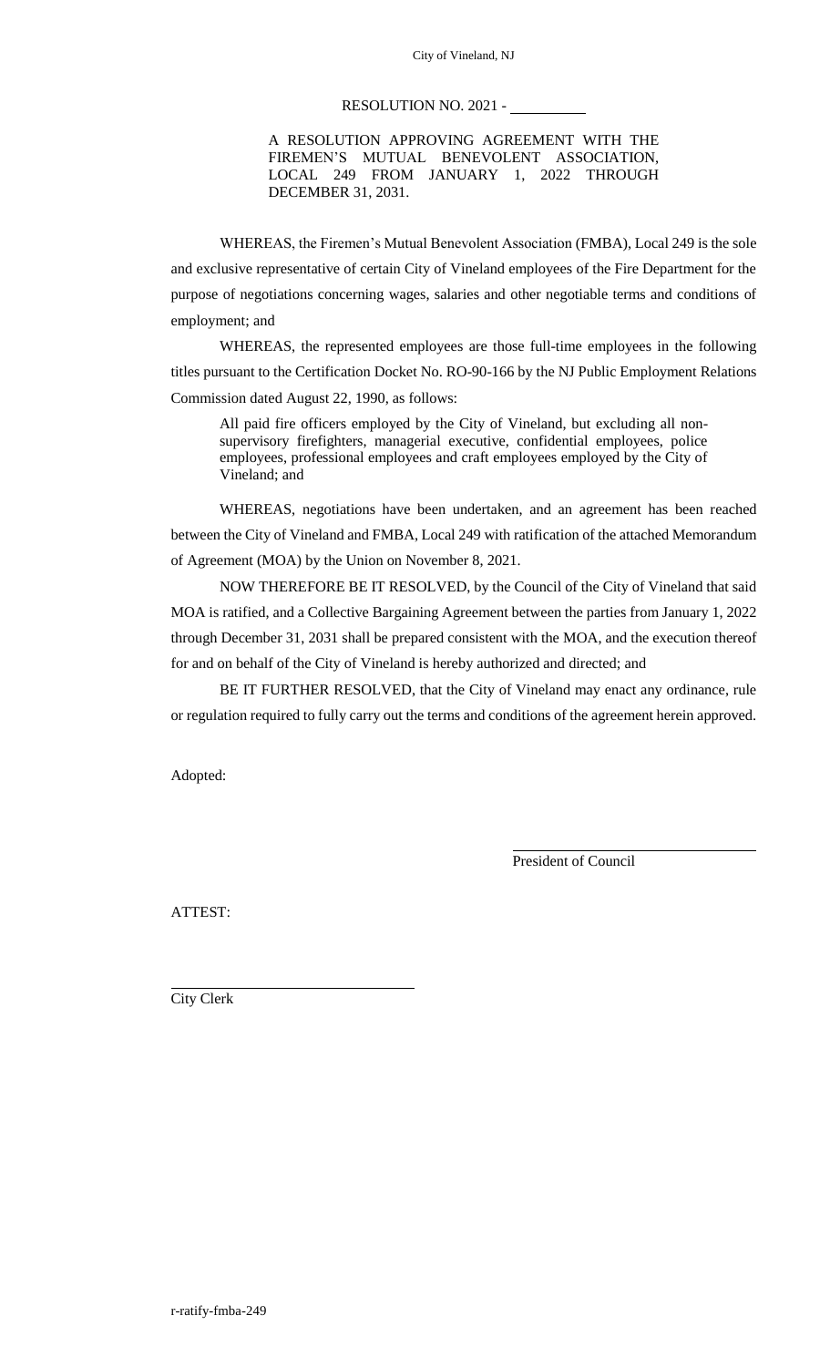City of Vineland, NJ

RESOLUTION NO. 2021 - \_\_\_\_\_\_\_\_\_\_

A RESOLUTION APPROVING AGREEMENT WITH THE FIREMEN'S MUTUAL BENEVOLENT ASSOCIATION, LOCAL 249 FROM JANUARY 1, 2022 THROUGH DECEMBER 31, 2031.

WHEREAS, the Firemen's Mutual Benevolent Association (FMBA), Local 249 is the sole and exclusive representative of certain City of Vineland employees of the Fire Department for the purpose of negotiations concerning wages, salaries and other negotiable terms and conditions of employment; and

WHEREAS, the represented employees are those full-time employees in the following titles pursuant to the Certification Docket No. RO-90-166 by the NJ Public Employment Relations Commission dated August 22, 1990, as follows:

> All paid fire officers employed by the City of Vineland, but excluding all non-supervisory firefighters, managerial executive, confidential employees, police employees, professional employees and craft employees employed by the City of Vineland; and

WHEREAS, negotiations have been undertaken, and an agreement has been reached between the City of Vineland and FMBA, Local 249 with ratification of the attached Memorandum of Agreement (MOA) by the Union on November 8, 2021.

NOW THEREFORE BE IT RESOLVED, by the Council of the City of Vineland that said MOA is ratified, and a Collective Bargaining Agreement between the parties from January 1, 2022 through December 31, 2031 shall be prepared consistent with the MOA, and the execution thereof for and on behalf of the City of Vineland is hereby authorized and directed; and

BE IT FURTHER RESOLVED, that the City of Vineland may enact any ordinance, rule or regulation required to fully carry out the terms and conditions of the agreement herein approved.

Adopted:

\_\_\_\_\_\_\_\_\_\_\_\_\_\_\_\_\_\_\_\_\_\_\_\_\_\_\_\_\_\_
President of Council

ATTEST:

\_\_\_\_\_\_\_\_\_\_\_\_\_\_\_\_\_\_\_\_\_\_\_\_\_\_\_\_\_\_
City Clerk

r-ratify-fmba-249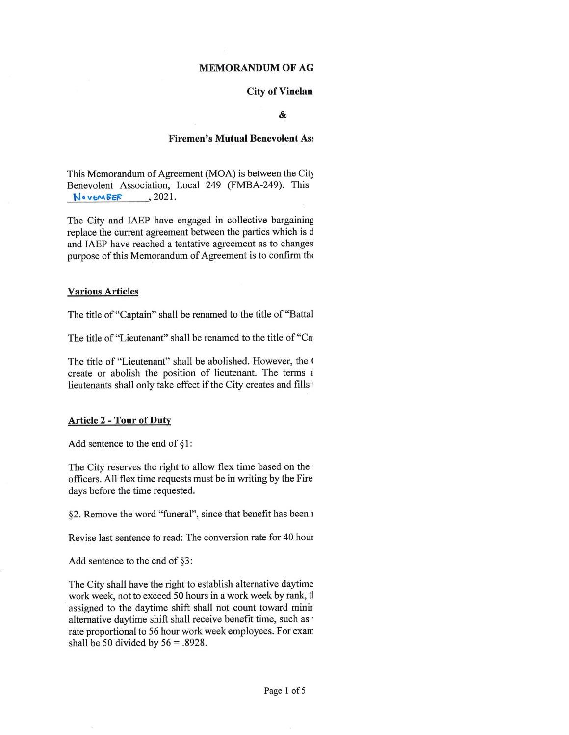**MEMORANDUM OF AG**

**City of Vinelan**

**&**

**Firemen's Mutual Benevolent Ass**

This Memorandum of Agreement (MOA) is between the City Benevolent Association, Local 249 (FMBA-249). This November, 2021.

The City and IAEP have engaged in collective bargaining replace the current agreement between the parties which is d and IAEP have reached a tentative agreement as to changes purpose of this Memorandum of Agreement is to confirm th

**Various Articles**

The title of "Captain" shall be renamed to the title of "Battal

The title of "Lieutenant" shall be renamed to the title of "Ca

The title of "Lieutenant" shall be abolished. However, the create or abolish the position of lieutenant. The terms a lieutenants shall only take effect if the City creates and fills

**Article 2 - Tour of Duty**

Add sentence to the end of §1:

The City reserves the right to allow flex time based on the officers. All flex time requests must be in writing by the Fire days before the time requested.

§2. Remove the word "funeral", since that benefit has been

Revise last sentence to read: The conversion rate for 40 hour

Add sentence to the end of §3:

The City shall have the right to establish alternative daytime work week, not to exceed 50 hours in a work week by rank, t assigned to the daytime shift shall not count toward minin alternative daytime shift shall receive benefit time, such as rate proportional to 56 hour work week employees. For exam shall be 50 divided by 56 = .8928.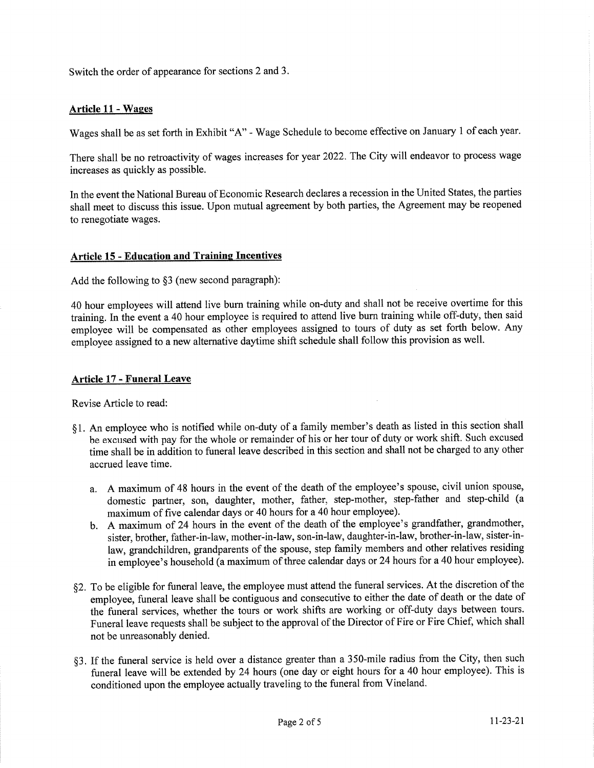Switch the order of appearance for sections 2 and 3.

## Article 11 - Wages

Wages shall be as set forth in Exhibit "A" - Wage Schedule to become effective on January 1 of each year.

There shall be no retroactivity of wages increases for year 2022. The City will endeavor to process wage increases as quickly as possible.

In the event the National Bureau of Economic Research declares a recession in the United States, the parties shall meet to discuss this issue. Upon mutual agreement by both parties, the Agreement may be reopened to renegotiate wages.

## Article 15 - Education and Training Incentives

Add the following to §3 (new second paragraph):

40 hour employees will attend live burn training while on-duty and shall not be receive overtime for this training. In the event a 40 hour employee is required to attend live burn training while off-duty, then said employee will be compensated as other employees assigned to tours of duty as set forth below. Any employee assigned to a new alternative daytime shift schedule shall follow this provision as well.

## Article 17 - Funeral Leave

Revise Article to read:

§1. An employee who is notified while on-duty of a family member's death as listed in this section shall be excused with pay for the whole or remainder of his or her tour of duty or work shift. Such excused time shall be in addition to funeral leave described in this section and shall not be charged to any other accrued leave time.

a. A maximum of 48 hours in the event of the death of the employee's spouse, civil union spouse, domestic partner, son, daughter, mother, father, step-mother, step-father and step-child (a maximum of five calendar days or 40 hours for a 40 hour employee).

b. A maximum of 24 hours in the event of the death of the employee's grandfather, grandmother, sister, brother, father-in-law, mother-in-law, son-in-law, daughter-in-law, brother-in-law, sister-in-law, grandchildren, grandparents of the spouse, step family members and other relatives residing in employee's household (a maximum of three calendar days or 24 hours for a 40 hour employee).

§2. To be eligible for funeral leave, the employee must attend the funeral services. At the discretion of the employee, funeral leave shall be contiguous and consecutive to either the date of death or the date of the funeral services, whether the tours or work shifts are working or off-duty days between tours. Funeral leave requests shall be subject to the approval of the Director of Fire or Fire Chief, which shall not be unreasonably denied.

§3. If the funeral service is held over a distance greater than a 350-mile radius from the City, then such funeral leave will be extended by 24 hours (one day or eight hours for a 40 hour employee). This is conditioned upon the employee actually traveling to the funeral from Vineland.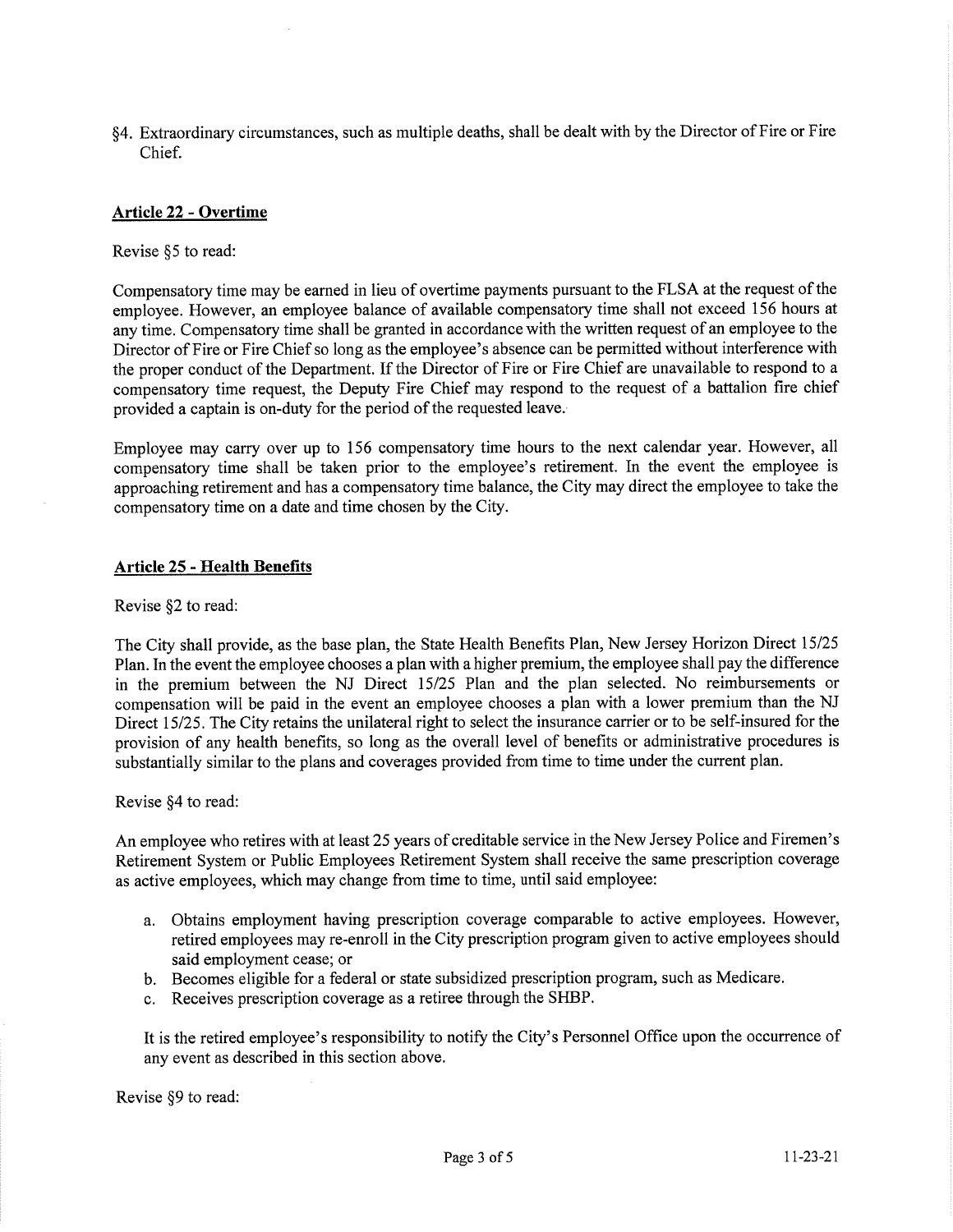§4. Extraordinary circumstances, such as multiple deaths, shall be dealt with by the Director of Fire or Fire Chief.

## Article 22 - Overtime

Revise §5 to read:

Compensatory time may be earned in lieu of overtime payments pursuant to the FLSA at the request of the employee. However, an employee balance of available compensatory time shall not exceed 156 hours at any time. Compensatory time shall be granted in accordance with the written request of an employee to the Director of Fire or Fire Chief so long as the employee's absence can be permitted without interference with the proper conduct of the Department. If the Director of Fire or Fire Chief are unavailable to respond to a compensatory time request, the Deputy Fire Chief may respond to the request of a battalion fire chief provided a captain is on-duty for the period of the requested leave.

Employee may carry over up to 156 compensatory time hours to the next calendar year. However, all compensatory time shall be taken prior to the employee's retirement. In the event the employee is approaching retirement and has a compensatory time balance, the City may direct the employee to take the compensatory time on a date and time chosen by the City.

## Article 25 - Health Benefits

Revise §2 to read:

The City shall provide, as the base plan, the State Health Benefits Plan, New Jersey Horizon Direct 15/25 Plan. In the event the employee chooses a plan with a higher premium, the employee shall pay the difference in the premium between the NJ Direct 15/25 Plan and the plan selected. No reimbursements or compensation will be paid in the event an employee chooses a plan with a lower premium than the NJ Direct 15/25. The City retains the unilateral right to select the insurance carrier or to be self-insured for the provision of any health benefits, so long as the overall level of benefits or administrative procedures is substantially similar to the plans and coverages provided from time to time under the current plan.

Revise §4 to read:

An employee who retires with at least 25 years of creditable service in the New Jersey Police and Firemen's Retirement System or Public Employees Retirement System shall receive the same prescription coverage as active employees, which may change from time to time, until said employee:

a. Obtains employment having prescription coverage comparable to active employees. However, retired employees may re-enroll in the City prescription program given to active employees should said employment cease; or
b. Becomes eligible for a federal or state subsidized prescription program, such as Medicare.
c. Receives prescription coverage as a retiree through the SHBP.

It is the retired employee's responsibility to notify the City's Personnel Office upon the occurrence of any event as described in this section above.

Revise §9 to read: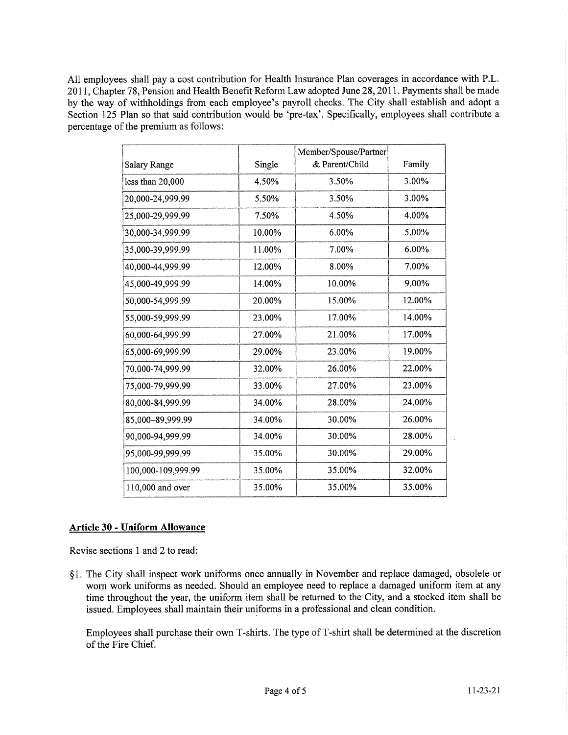All employees shall pay a cost contribution for Health Insurance Plan coverages in accordance with P.L. 2011, Chapter 78, Pension and Health Benefit Reform Law adopted June 28, 2011. Payments shall be made by the way of withholdings from each employee's payroll checks. The City shall establish and adopt a Section 125 Plan so that said contribution would be 'pre-tax'. Specifically, employees shall contribute a percentage of the premium as follows:

| Salary Range | Single | Member/Spouse/Partner & Parent/Child | Family |
|---|---|---|---|
| less than 20,000 | 4.50% | 3.50% | 3.00% |
| 20,000-24,999.99 | 5.50% | 3.50% | 3.00% |
| 25,000-29,999.99 | 7.50% | 4.50% | 4.00% |
| 30,000-34,999.99 | 10.00% | 6.00% | 5.00% |
| 35,000-39,999.99 | 11.00% | 7.00% | 6.00% |
| 40,000-44,999.99 | 12.00% | 8.00% | 7.00% |
| 45,000-49,999.99 | 14.00% | 10.00% | 9.00% |
| 50,000-54,999.99 | 20.00% | 15.00% | 12.00% |
| 55,000-59,999.99 | 23.00% | 17.00% | 14.00% |
| 60,000-64,999.99 | 27.00% | 21.00% | 17.00% |
| 65,000-69,999.99 | 29.00% | 23.00% | 19.00% |
| 70,000-74,999.99 | 32.00% | 26.00% | 22.00% |
| 75,000-79,999.99 | 33.00% | 27.00% | 23.00% |
| 80,000-84,999.99 | 34.00% | 28.00% | 24.00% |
| 85,000–89,999.99 | 34.00% | 30.00% | 26.00% |
| 90,000-94,999.99 | 34.00% | 30.00% | 28.00% |
| 95,000-99,999.99 | 35.00% | 30.00% | 29.00% |
| 100,000-109,999.99 | 35.00% | 35.00% | 32.00% |
| 110,000 and over | 35.00% | 35.00% | 35.00% |

**Article 30 - Uniform Allowance**

Revise sections 1 and 2 to read:

§1. The City shall inspect work uniforms once annually in November and replace damaged, obsolete or worn work uniforms as needed. Should an employee need to replace a damaged uniform item at any time throughout the year, the uniform item shall be returned to the City, and a stocked item shall be issued. Employees shall maintain their uniforms in a professional and clean condition.

Employees shall purchase their own T-shirts. The type of T-shirt shall be determined at the discretion of the Fire Chief.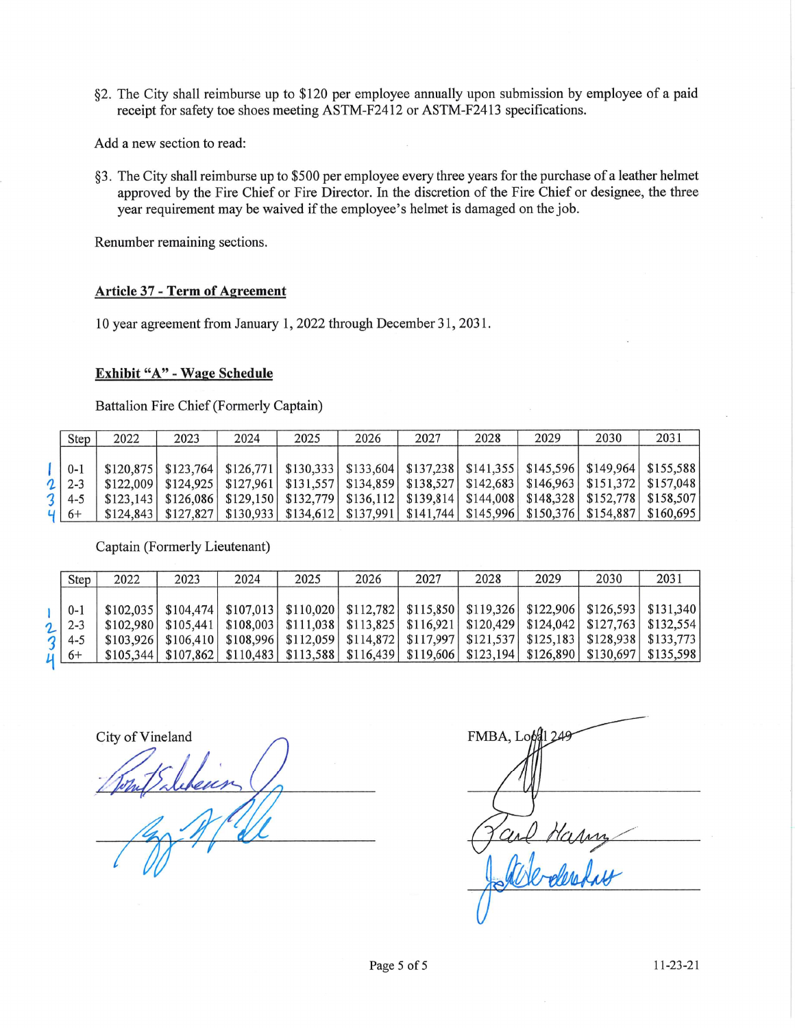§2. The City shall reimburse up to $120 per employee annually upon submission by employee of a paid receipt for safety toe shoes meeting ASTM-F2412 or ASTM-F2413 specifications.

Add a new section to read:

§3. The City shall reimburse up to $500 per employee every three years for the purchase of a leather helmet approved by the Fire Chief or Fire Director. In the discretion of the Fire Chief or designee, the three year requirement may be waived if the employee's helmet is damaged on the job.

Renumber remaining sections.

## Article 37 - Term of Agreement

10 year agreement from January 1, 2022 through December 31, 2031.

## Exhibit "A" - Wage Schedule

Battalion Fire Chief (Formerly Captain)

| | Step | 2022 | 2023 | 2024 | 2025 | 2026 | 2027 | 2028 | 2029 | 2030 | 2031 |
|---|---|---|---|---|---|---|---|---|---|---|---|
| 1 | 0-1 | $120,875 | $123,764 | $126,771 | $130,333 | $133,604 | $137,238 | $141,355 | $145,596 | $149,964 | $155,588 |
| 2 | 2-3 | $122,009 | $124,925 | $127,961 | $131,557 | $134,859 | $138,527 | $142,683 | $146,963 | $151,372 | $157,048 |
| 3 | 4-5 | $123,143 | $126,086 | $129,150 | $132,779 | $136,112 | $139,814 | $144,008 | $148,328 | $152,778 | $158,507 |
| 4 | 6+ | $124,843 | $127,827 | $130,933 | $134,612 | $137,991 | $141,744 | $145,996 | $150,376 | $154,887 | $160,695 |

Captain (Formerly Lieutenant)

| | Step | 2022 | 2023 | 2024 | 2025 | 2026 | 2027 | 2028 | 2029 | 2030 | 2031 |
|---|---|---|---|---|---|---|---|---|---|---|---|
| 1 | 0-1 | $102,035 | $104,474 | $107,013 | $110,020 | $112,782 | $115,850 | $119,326 | $122,906 | $126,593 | $131,340 |
| 2 | 2-3 | $102,980 | $105,441 | $108,003 | $111,038 | $113,825 | $116,921 | $120,429 | $124,042 | $127,763 | $132,554 |
| 3 | 4-5 | $103,926 | $106,410 | $108,996 | $112,059 | $114,872 | $117,997 | $121,537 | $125,183 | $128,938 | $133,773 |
| 4 | 6+ | $105,344 | $107,862 | $110,483 | $113,588 | $116,439 | $119,606 | $123,194 | $126,890 | $130,697 | $135,598 |

City of Vineland

[signature]

[signature]

FMBA, Local 249

[signature]

[signature]

[signature]

11-23-21